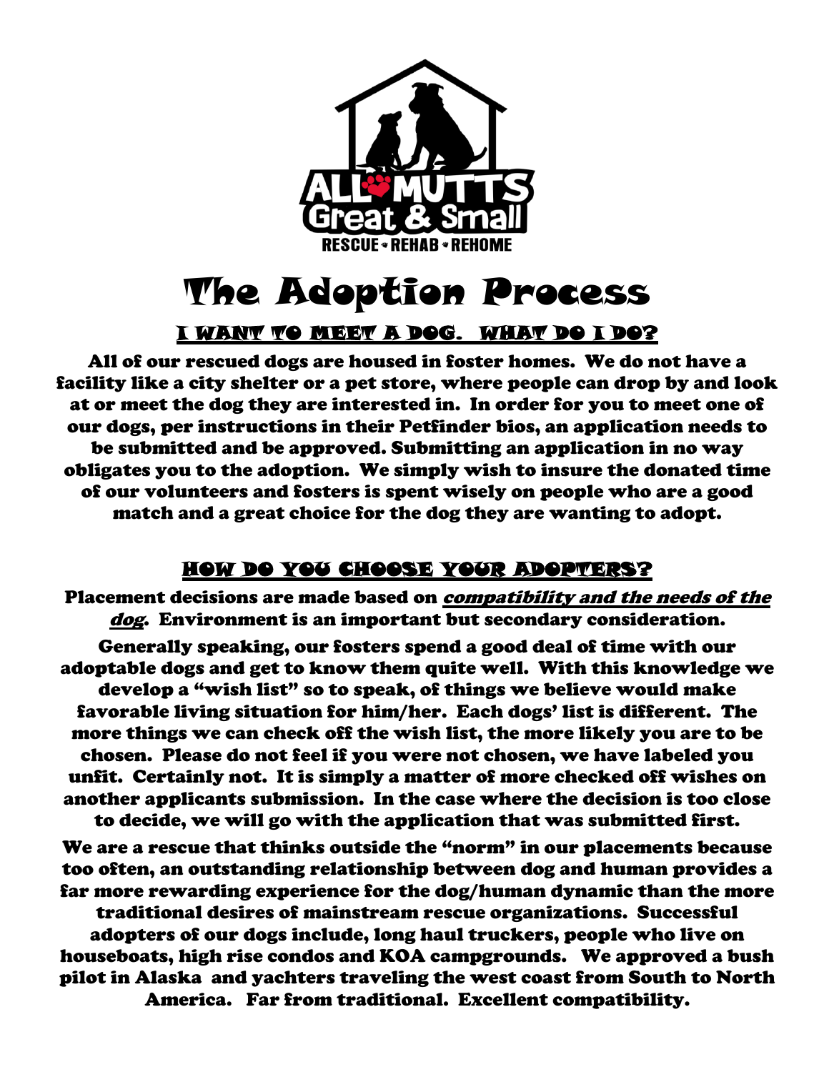ALL MUTTS Great & Small

RESCUE • REHAB • REHOME

# The Adoption Process

## I WANT TO MEET A DOG. WHAT DO I DO?

**All of our rescued dogs are housed in foster homes. We do not have a facility like a city shelter or a pet store, where people can drop by and look at or meet the dog they are interested in. In order for you to meet one of our dogs, per instructions in their Petfinder bios, an application needs to be submitted and be approved. Submitting an application in no way obligates you to the adoption. We simply wish to insure the donated time of our volunteers and fosters is spent wisely on people who are a good match and a great choice for the dog they are wanting to adopt.**

## HOW DO YOU CHOOSE YOUR ADOPTERS?

**Placement decisions are made based on *compatibility and the needs of the dog*. Environment is an important but secondary consideration.**

**Generally speaking, our fosters spend a good deal of time with our adoptable dogs and get to know them quite well. With this knowledge we develop a "wish list" so to speak, of things we believe would make favorable living situation for him/her. Each dogs' list is different. The more things we can check off the wish list, the more likely you are to be chosen. Please do not feel if you were not chosen, we have labeled you unfit. Certainly not. It is simply a matter of more checked off wishes on another applicants submission. In the case where the decision is too close to decide, we will go with the application that was submitted first.**

**We are a rescue that thinks outside the "norm" in our placements because too often, an outstanding relationship between dog and human provides a far more rewarding experience for the dog/human dynamic than the more traditional desires of mainstream rescue organizations. Successful adopters of our dogs include, long haul truckers, people who live on houseboats, high rise condos and KOA campgrounds. We approved a bush pilot in Alaska and yachters traveling the west coast from South to North America. Far from traditional. Excellent compatibility.**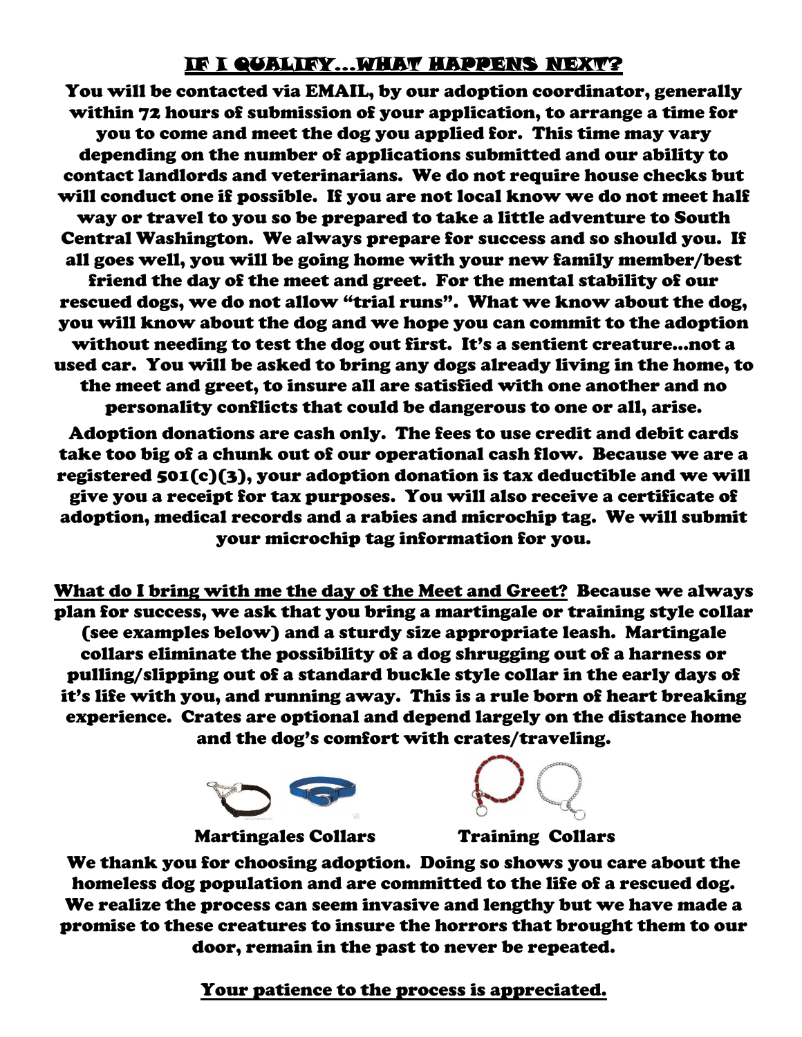## IF I QUALIFY…WHAT HAPPENS NEXT?

You will be contacted via EMAIL, by our adoption coordinator, generally within 72 hours of submission of your application, to arrange a time for you to come and meet the dog you applied for. This time may vary depending on the number of applications submitted and our ability to contact landlords and veterinarians. We do not require house checks but will conduct one if possible. If you are not local know we do not meet half way or travel to you so be prepared to take a little adventure to South Central Washington. We always prepare for success and so should you. If all goes well, you will be going home with your new family member/best friend the day of the meet and greet. For the mental stability of our rescued dogs, we do not allow "trial runs". What we know about the dog, you will know about the dog and we hope you can commit to the adoption without needing to test the dog out first. It's a sentient creature…not a used car. You will be asked to bring any dogs already living in the home, to the meet and greet, to insure all are satisfied with one another and no personality conflicts that could be dangerous to one or all, arise.

Adoption donations are cash only. The fees to use credit and debit cards take too big of a chunk out of our operational cash flow. Because we are a registered 501(c)(3), your adoption donation is tax deductible and we will give you a receipt for tax purposes. You will also receive a certificate of adoption, medical records and a rabies and microchip tag. We will submit your microchip tag information for you.

**What do I bring with me the day of the Meet and Greet?** Because we always plan for success, we ask that you bring a martingale or training style collar (see examples below) and a sturdy size appropriate leash. Martingale collars eliminate the possibility of a dog shrugging out of a harness or pulling/slipping out of a standard buckle style collar in the early days of it's life with you, and running away. This is a rule born of heart breaking experience. Crates are optional and depend largely on the distance home and the dog's comfort with crates/traveling.

Martingales Collars

Training Collars

We thank you for choosing adoption. Doing so shows you care about the homeless dog population and are committed to the life of a rescued dog. We realize the process can seem invasive and lengthy but we have made a promise to these creatures to insure the horrors that brought them to our door, remain in the past to never be repeated.

**Your patience to the process is appreciated.**